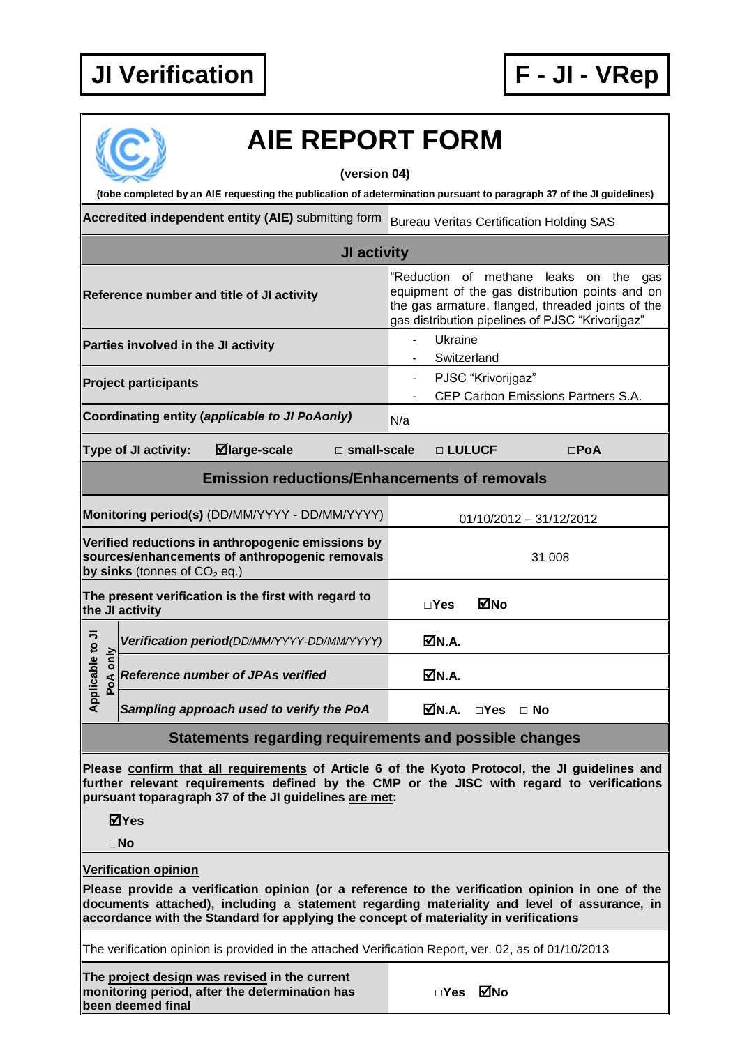**JI Verification** | **F - JI - VRep**

# AIE REPORT FORM

**(version 04)**

**(tobe completed by an AIE requesting the publication of adetermination pursuant to paragraph 37 of the JI guidelines)**

| **Accredited independent entity (AIE)** submitting form | Bureau Veritas Certification Holding SAS |
|---|---|
| **JI activity** | |
| **Reference number and title of JI activity** | "Reduction of methane leaks on the gas equipment of the gas distribution points and on the gas armature, flanged, threaded joints of the gas distribution pipelines of PJSC "Krivorijgaz" |
| **Parties involved in the JI activity** | - Ukraine<br>- Switzerland |
| **Project participants** | - PJSC "Krivorijgaz"<br>- CEP Carbon Emissions Partners S.A. |
| **Coordinating entity (*applicable to JI PoAonly*)** | N/a |
| **Type of JI activity:** ☑**large-scale** □ **small-scale** | □ **LULUCF** □**PoA** |
| **Emission reductions/Enhancements of removals** | |
| **Monitoring period(s)** (DD/MM/YYYY - DD/MM/YYYY) | 01/10/2012 – 31/12/2012 |
| **Verified reductions in anthropogenic emissions by sources/enhancements of anthropogenic removals by sinks** (tonnes of $CO_2$ eq.) | 31 008 |
| **The present verification is the first with regard to the JI activity** | □**Yes** ☑**No** |
| Applicable to JI PoA only: ***Verification period****(DD/MM/YYYY-DD/MM/YYYY)* | ☑**N.A.** |
| Applicable to JI PoA only: ***Reference number of JPAs verified*** | ☑**N.A.** |
| Applicable to JI PoA only: ***Sampling approach used to verify the PoA*** | ☑**N.A.** □**Yes** □ **No** |

## Statements regarding requirements and possible changes

**Please confirm that all requirements of Article 6 of the Kyoto Protocol, the JI guidelines and further relevant requirements defined by the CMP or the JISC with regard to verifications pursuant toparagraph 37 of the JI guidelines are met:**

☑**Yes**

□**No**

**Verification opinion**

**Please provide a verification opinion (or a reference to the verification opinion in one of the documents attached), including a statement regarding materiality and level of assurance, in accordance with the Standard for applying the concept of materiality in verifications**

The verification opinion is provided in the attached Verification Report, ver. 02, as of 01/10/2013

| **The project design was revised in the current monitoring period, after the determination has been deemed final** | □**Yes** ☑**No** |
|---|---|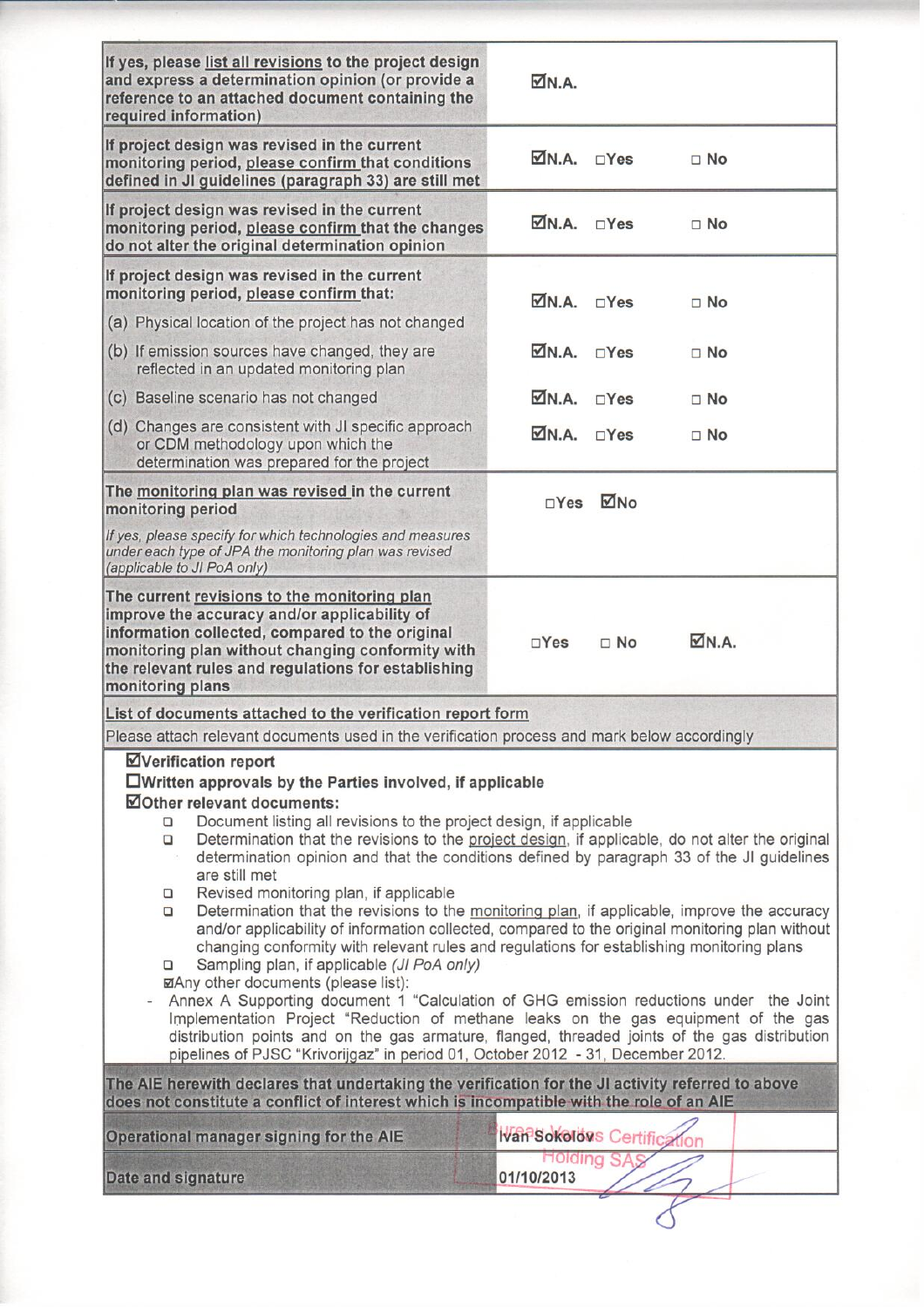| | | | |
|---|---|---|---|
| If yes, please list all revisions to the project design and express a determination opinion (or provide a reference to an attached document containing the required information) | ☑N.A. | | |
| If project design was revised in the current monitoring period, please confirm that conditions defined in JI guidelines (paragraph 33) are still met | ☑N.A. | ☐Yes | ☐ No |
| If project design was revised in the current monitoring period, please confirm that the changes do not alter the original determination opinion | ☑N.A. | ☐Yes | ☐ No |
| If project design was revised in the current monitoring period, please confirm that: (a) Physical location of the project has not changed | ☑N.A. | ☐Yes | ☐ No |
| (b) If emission sources have changed, they are reflected in an updated monitoring plan | ☑N.A. | ☐Yes | ☐ No |
| (c) Baseline scenario has not changed | ☑N.A. | ☐Yes | ☐ No |
| (d) Changes are consistent with JI specific approach or CDM methodology upon which the determination was prepared for the project | ☑N.A. | ☐Yes | ☐ No |
| The monitoring plan was revised in the current monitoring period<br>*If yes, please specify for which technologies and measures under each type of JPA the monitoring plan was revised (applicable to JI PoA only)* | ☐Yes | ☑No | |
| The current revisions to the monitoring plan improve the accuracy and/or applicability of information collected, compared to the original monitoring plan without changing conformity with the relevant rules and regulations for establishing monitoring plans | ☐Yes | ☐ No | ☑N.A. |

**List of documents attached to the verification report form**

Please attach relevant documents used in the verification process and mark below accordingly

☑**Verification report**

☐**Written approvals by the Parties involved, if applicable**

☑**Other relevant documents:**

- ☐ Document listing all revisions to the project design, if applicable
- ☐ Determination that the revisions to the project design, if applicable, do not alter the original determination opinion and that the conditions defined by paragraph 33 of the JI guidelines are still met
- ☐ Revised monitoring plan, if applicable
- ☐ Determination that the revisions to the monitoring plan, if applicable, improve the accuracy and/or applicability of information collected, compared to the original monitoring plan without changing conformity with relevant rules and regulations for establishing monitoring plans
- ☐ Sampling plan, if applicable *(JI PoA only)*

☑Any other documents (please list):

- Annex A Supporting document 1 "Calculation of GHG emission reductions under the Joint Implementation Project "Reduction of methane leaks on the gas equipment of the gas distribution points and on the gas armature, flanged, threaded joints of the gas distribution pipelines of PJSC "Krivorijgaz" in period 01, October 2012 - 31, December 2012.

**The AIE herewith declares that undertaking the verification for the JI activity referred to above does not constitute a conflict of interest which is incompatible with the role of an AIE**

| | |
|---|---|
| **Operational manager signing for the AIE** | Ivan Sokolovs |
| **Date and signature** | 01/10/2013 |